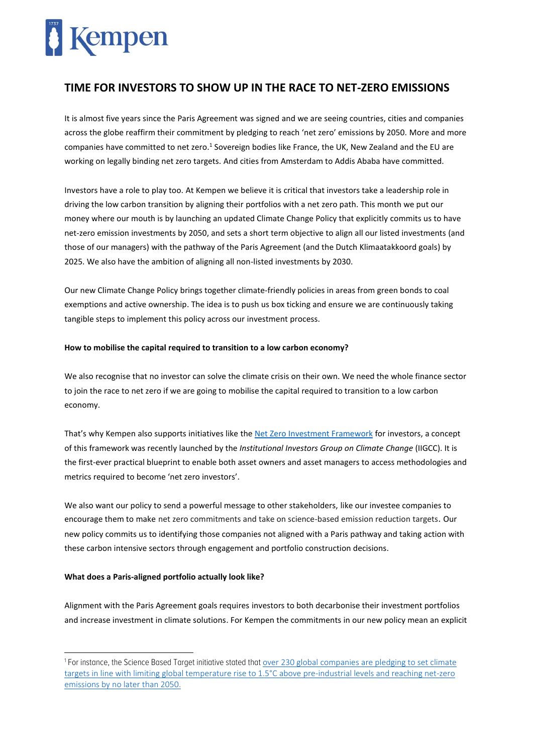# TIME FOR INVESTORS TO SHOW UP IN THE RACE TO NET-ZERO EMISSIONS

It is almost five years since the Paris Agreement was signed and we are seeing countries, cities and companies across the globe reaffirm their commitment by pledging to reach 'net zero' emissions by 2050. More and more companies have committed to net zero.[1] Sovereign bodies like France, the UK, New Zealand and the EU are working on legally binding net zero targets. And cities from Amsterdam to Addis Ababa have committed.

Investors have a role to play too. At Kempen we believe it is critical that investors take a leadership role in driving the low carbon transition by aligning their portfolios with a net zero path. This month we put our money where our mouth is by launching an updated Climate Change Policy that explicitly commits us to have net-zero emission investments by 2050, and sets a short term objective to align all our listed investments (and those of our managers) with the pathway of the Paris Agreement (and the Dutch Klimaatakkoord goals) by 2025. We also have the ambition of aligning all non-listed investments by 2030.

Our new Climate Change Policy brings together climate-friendly policies in areas from green bonds to coal exemptions and active ownership. The idea is to push us box ticking and ensure we are continuously taking tangible steps to implement this policy across our investment process.

**How to mobilise the capital required to transition to a low carbon economy?**

We also recognise that no investor can solve the climate crisis on their own. We need the whole finance sector to join the race to net zero if we are going to mobilise the capital required to transition to a low carbon economy.

That's why Kempen also supports initiatives like the [Net Zero Investment Framework] for investors, a concept of this framework was recently launched by the *Institutional Investors Group on Climate Change* (IIGCC). It is the first-ever practical blueprint to enable both asset owners and asset managers to access methodologies and metrics required to become 'net zero investors'.

We also want our policy to send a powerful message to other stakeholders, like our investee companies to encourage them to make net zero commitments and take on science-based emission reduction targets. Our new policy commits us to identifying those companies not aligned with a Paris pathway and taking action with these carbon intensive sectors through engagement and portfolio construction decisions.

**What does a Paris-aligned portfolio actually look like?**

Alignment with the Paris Agreement goals requires investors to both decarbonise their investment portfolios and increase investment in climate solutions. For Kempen the commitments in our new policy mean an explicit

---

[1] For instance, the Science Based Target initiative stated that over 230 global companies are pledging to set climate targets in line with limiting global temperature rise to 1.5°C above pre-industrial levels and reaching net-zero emissions by no later than 2050.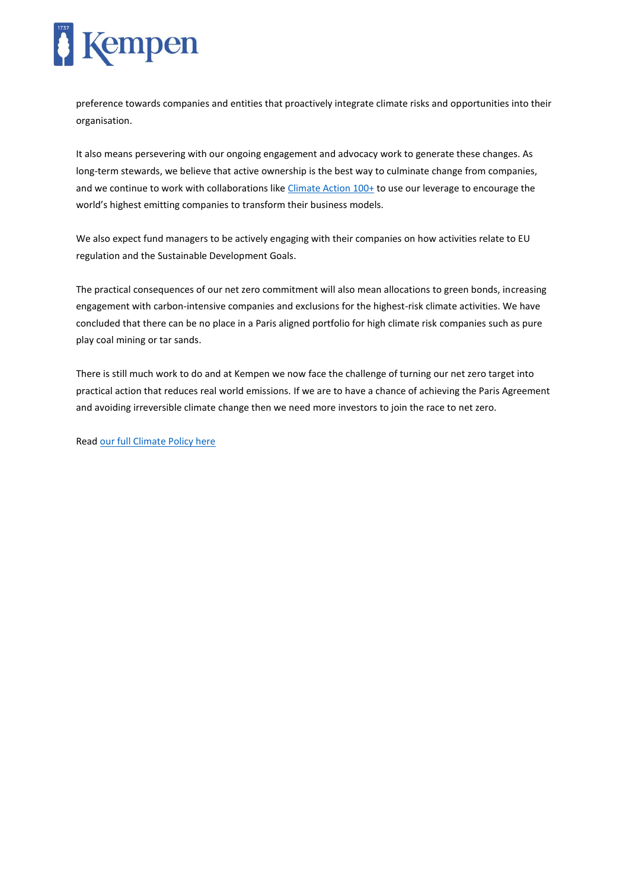preference towards companies and entities that proactively integrate climate risks and opportunities into their organisation.

It also means persevering with our ongoing engagement and advocacy work to generate these changes. As long-term stewards, we believe that active ownership is the best way to culminate change from companies, and we continue to work with collaborations like [Climate Action 100+]() to use our leverage to encourage the world's highest emitting companies to transform their business models.

We also expect fund managers to be actively engaging with their companies on how activities relate to EU regulation and the Sustainable Development Goals.

The practical consequences of our net zero commitment will also mean allocations to green bonds, increasing engagement with carbon-intensive companies and exclusions for the highest-risk climate activities. We have concluded that there can be no place in a Paris aligned portfolio for high climate risk companies such as pure play coal mining or tar sands.

There is still much work to do and at Kempen we now face the challenge of turning our net zero target into practical action that reduces real world emissions. If we are to have a chance of achieving the Paris Agreement and avoiding irreversible climate change then we need more investors to join the race to net zero.

Read [our full Climate Policy here]()